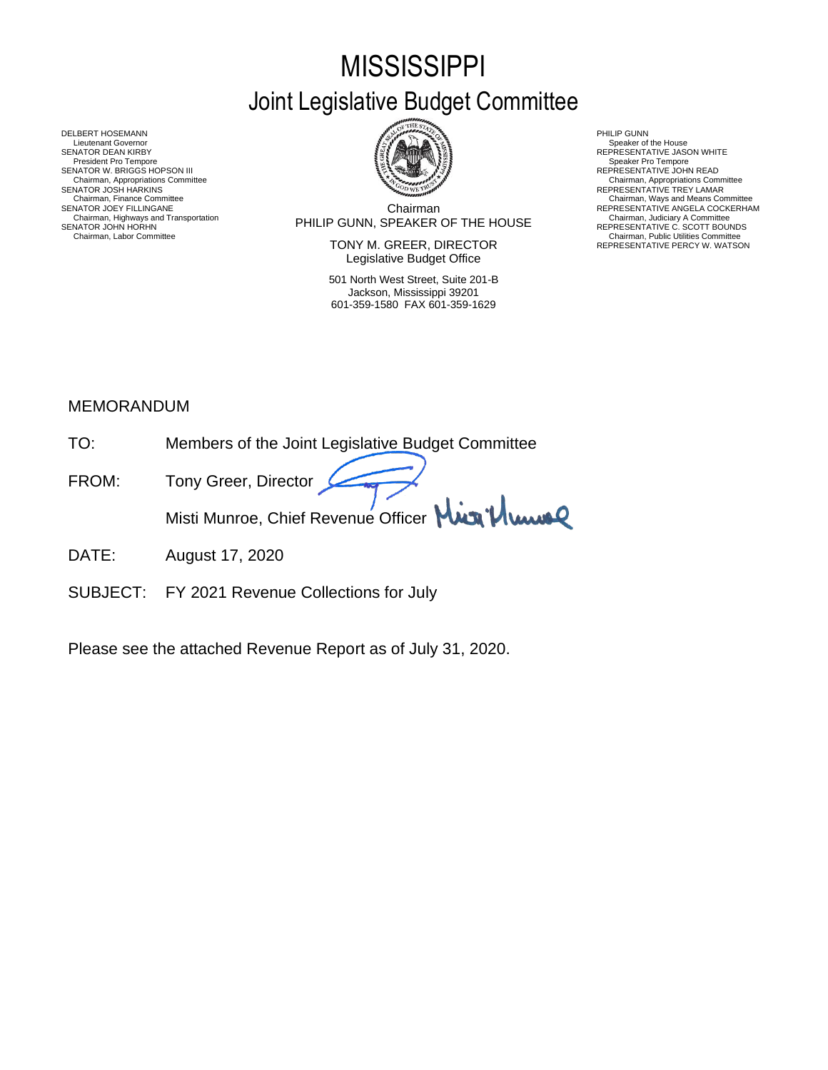# MISSISSIPPI
## Joint Legislative Budget Committee

DELBERT HOSEMANN
Lieutenant Governor
SENATOR DEAN KIRBY
President Pro Tempore
SENATOR W. BRIGGS HOPSON III
Chairman, Appropriations Committee
SENATOR JOSH HARKINS
Chairman, Finance Committee
SENATOR JOEY FILLINGANE
Chairman, Highways and Transportation
SENATOR JOHN HORHN
Chairman, Labor Committee

Chairman
PHILIP GUNN, SPEAKER OF THE HOUSE

TONY M. GREER, DIRECTOR
Legislative Budget Office

501 North West Street, Suite 201-B
Jackson, Mississippi 39201
601-359-1580 FAX 601-359-1629

PHILIP GUNN
Speaker of the House
REPRESENTATIVE JASON WHITE
Speaker Pro Tempore
REPRESENTATIVE JOHN READ
Chairman, Appropriations Committee
REPRESENTATIVE TREY LAMAR
Chairman, Ways and Means Committee
REPRESENTATIVE ANGELA COCKERHAM
Chairman, Judiciary A Committee
REPRESENTATIVE C. SCOTT BOUNDS
Chairman, Public Utilities Committee
REPRESENTATIVE PERCY W. WATSON

MEMORANDUM

TO: Members of the Joint Legislative Budget Committee

FROM: Tony Greer, Director

Misti Munroe, Chief Revenue Officer

DATE: August 17, 2020

SUBJECT: FY 2021 Revenue Collections for July

Please see the attached Revenue Report as of July 31, 2020.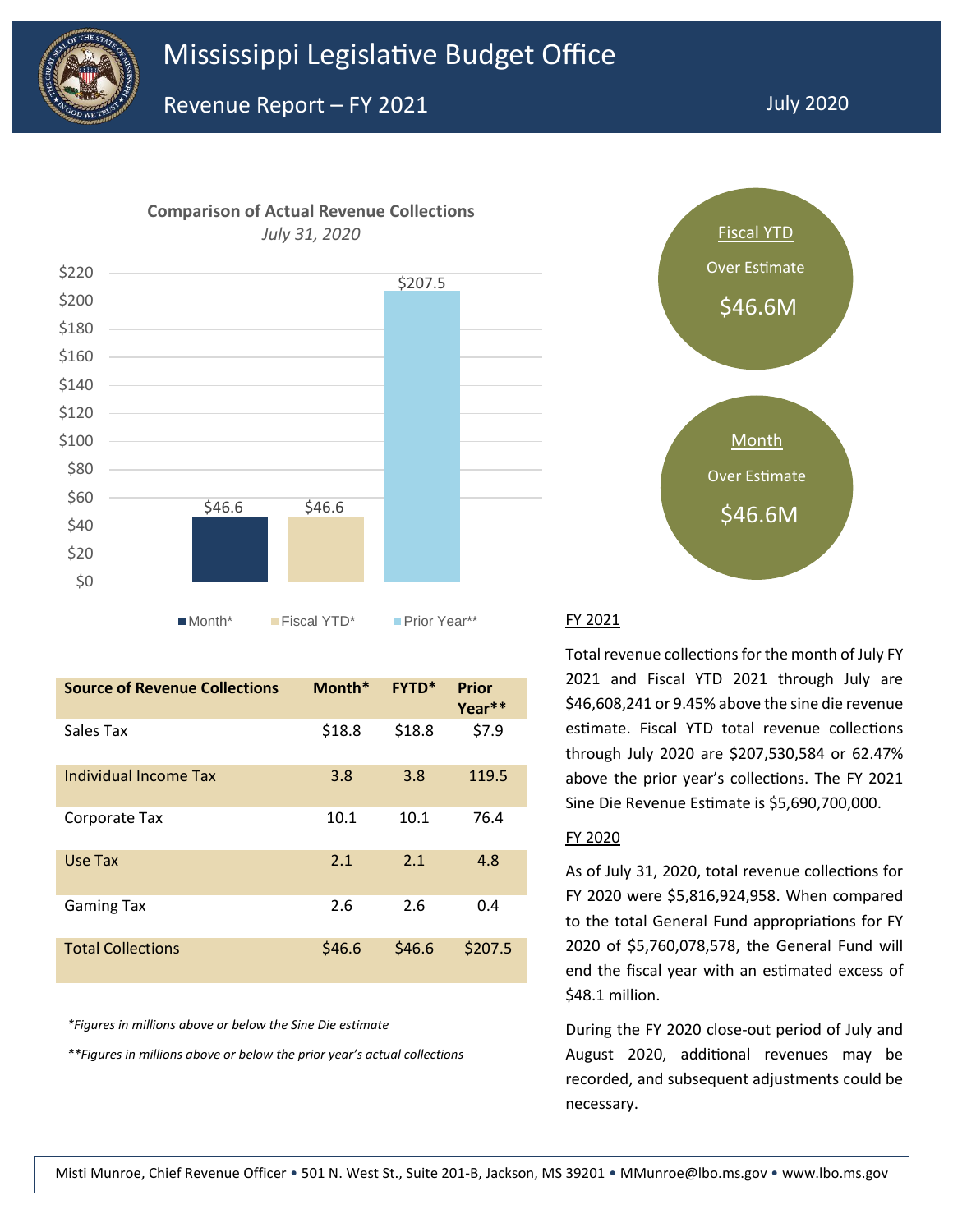# Mississippi Legislative Budget Office

## Revenue Report – FY 2021

July 2020

**Comparison of Actual Revenue Collections**
*July 31, 2020*

| | Month* | Fiscal YTD* | Prior Year** |
|---|---|---|---|
| | $46.6 | $46.6 | $207.5 |

**Fiscal YTD**
Over Estimate
$46.6M

**Month**
Over Estimate
$46.6M

| Source of Revenue Collections | Month* | FYTD* | Prior Year** |
|---|---|---|---|
| Sales Tax | $18.8 | $18.8 | $7.9 |
| Individual Income Tax | 3.8 | 3.8 | 119.5 |
| Corporate Tax | 10.1 | 10.1 | 76.4 |
| Use Tax | 2.1 | 2.1 | 4.8 |
| Gaming Tax | 2.6 | 2.6 | 0.4 |
| Total Collections | $46.6 | $46.6 | $207.5 |

*\*Figures in millions above or below the Sine Die estimate*

*\*\*Figures in millions above or below the prior year's actual collections*

### FY 2021

Total revenue collections for the month of July FY 2021 and Fiscal YTD 2021 through July are $46,608,241 or 9.45% above the sine die revenue estimate. Fiscal YTD total revenue collections through July 2020 are $207,530,584 or 62.47% above the prior year's collections. The FY 2021 Sine Die Revenue Estimate is $5,690,700,000.

### FY 2020

As of July 31, 2020, total revenue collections for FY 2020 were $5,816,924,958. When compared to the total General Fund appropriations for FY 2020 of $5,760,078,578, the General Fund will end the fiscal year with an estimated excess of $48.1 million.

During the FY 2020 close-out period of July and August 2020, additional revenues may be recorded, and subsequent adjustments could be necessary.

Misti Munroe, Chief Revenue Officer • 501 N. West St., Suite 201-B, Jackson, MS 39201 • MMunroe@lbo.ms.gov • www.lbo.ms.gov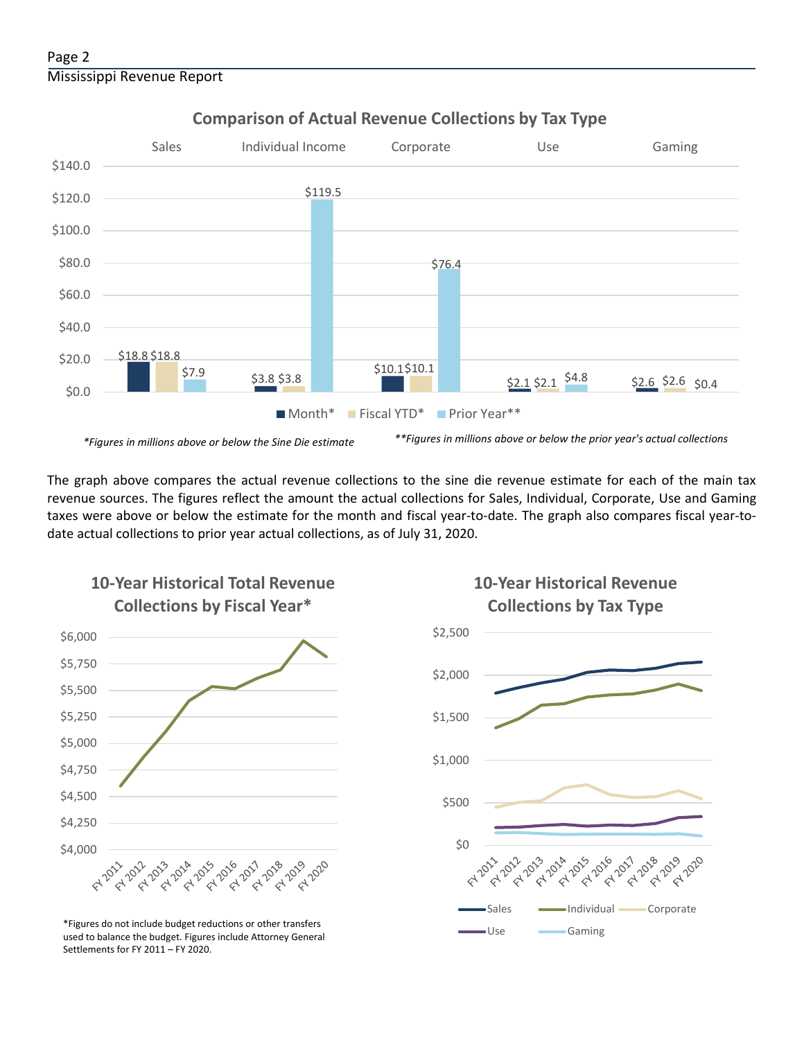## Comparison of Actual Revenue Collections by Tax Type

| | Sales | Individual Income | Corporate | Use | Gaming |
|---|---|---|---|---|---|
| Month* | $18.8 | $3.8 | $10.1 | $2.1 | $2.6 |
| Fiscal YTD* | $18.8 | $3.8 | $10.1 | $2.1 | $2.6 |
| Prior Year** | $7.9 | $119.5 | $76.4 | $4.8 | $0.4 |

*Figures in millions above or below the Sine Die estimate

**Figures in millions above or below the prior year's actual collections

The graph above compares the actual revenue collections to the sine die revenue estimate for each of the main tax revenue sources. The figures reflect the amount the actual collections for Sales, Individual, Corporate, Use and Gaming taxes were above or below the estimate for the month and fiscal year-to-date. The graph also compares fiscal year-to-date actual collections to prior year actual collections, as of July 31, 2020.

## 10-Year Historical Total Revenue Collections by Fiscal Year*

*Figures do not include budget reductions or other transfers used to balance the budget. Figures include Attorney General Settlements for FY 2011 – FY 2020.

## 10-Year Historical Revenue Collections by Tax Type

Sales, Individual, Corporate, Use, Gaming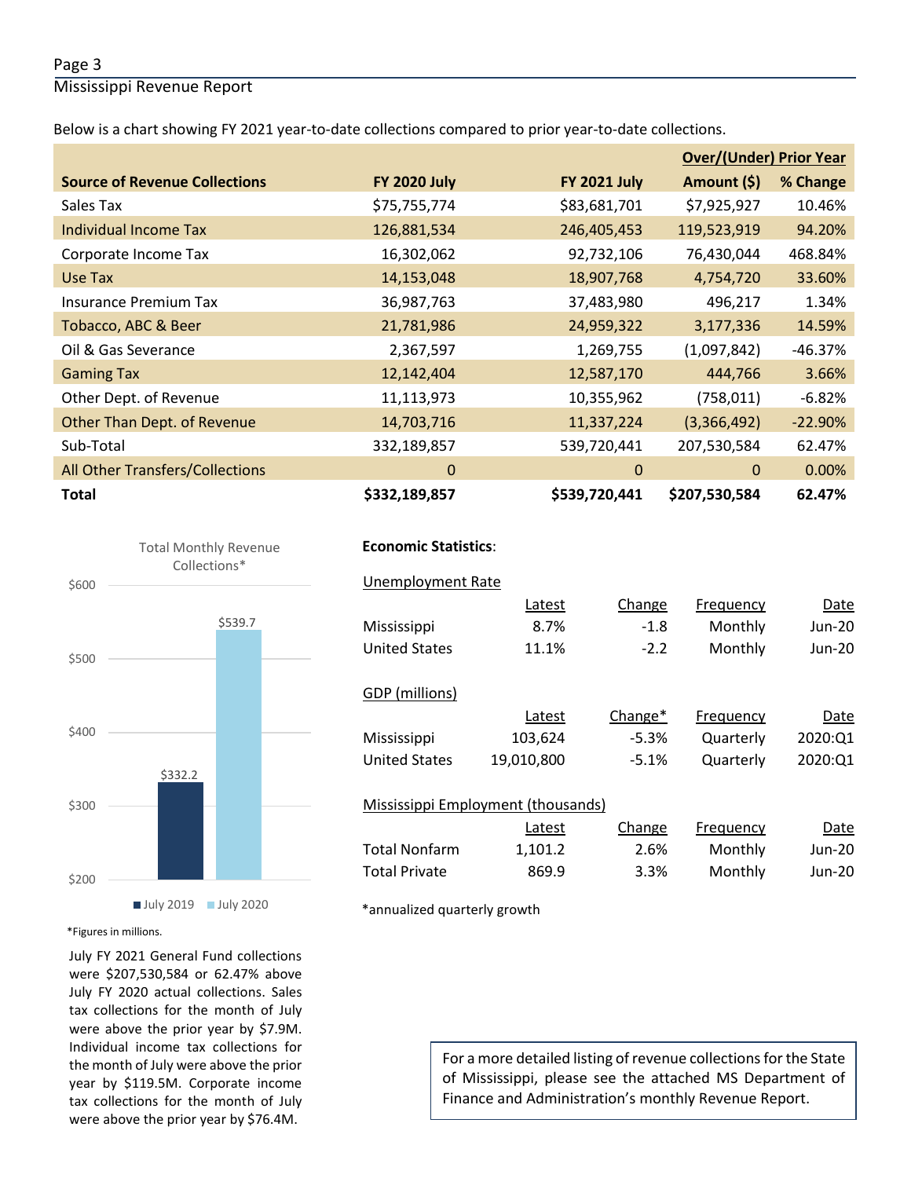Below is a chart showing FY 2021 year-to-date collections compared to prior year-to-date collections.

| Source of Revenue Collections | FY 2020 July | FY 2021 July | Over/(Under) Prior Year Amount ($) | % Change |
|---|---|---|---|---|
| Sales Tax | $75,755,774 | $83,681,701 | $7,925,927 | 10.46% |
| Individual Income Tax | 126,881,534 | 246,405,453 | 119,523,919 | 94.20% |
| Corporate Income Tax | 16,302,062 | 92,732,106 | 76,430,044 | 468.84% |
| Use Tax | 14,153,048 | 18,907,768 | 4,754,720 | 33.60% |
| Insurance Premium Tax | 36,987,763 | 37,483,980 | 496,217 | 1.34% |
| Tobacco, ABC & Beer | 21,781,986 | 24,959,322 | 3,177,336 | 14.59% |
| Oil & Gas Severance | 2,367,597 | 1,269,755 | (1,097,842) | -46.37% |
| Gaming Tax | 12,142,404 | 12,587,170 | 444,766 | 3.66% |
| Other Dept. of Revenue | 11,113,973 | 10,355,962 | (758,011) | -6.82% |
| Other Than Dept. of Revenue | 14,703,716 | 11,337,224 | (3,366,492) | -22.90% |
| Sub-Total | 332,189,857 | 539,720,441 | 207,530,584 | 62.47% |
| All Other Transfers/Collections | 0 | 0 | 0 | 0.00% |
| **Total** | **$332,189,857** | **$539,720,441** | **$207,530,584** | **62.47%** |

Total Monthly Revenue Collections*

| | July 2019 | July 2020 |
|---|---|---|
| Total | $332.2 | $539.7 |

*Figures in millions.

July FY 2021 General Fund collections were $207,530,584 or 62.47% above July FY 2020 actual collections. Sales tax collections for the month of July were above the prior year by $7.9M. Individual income tax collections for the month of July were above the prior year by $119.5M. Corporate income tax collections for the month of July were above the prior year by $76.4M.

**Economic Statistics**:

Unemployment Rate

| | Latest | Change | Frequency | Date |
|---|---|---|---|---|
| Mississippi | 8.7% | -1.8 | Monthly | Jun-20 |
| United States | 11.1% | -2.2 | Monthly | Jun-20 |

GDP (millions)

| | Latest | Change* | Frequency | Date |
|---|---|---|---|---|
| Mississippi | 103,624 | -5.3% | Quarterly | 2020:Q1 |
| United States | 19,010,800 | -5.1% | Quarterly | 2020:Q1 |

Mississippi Employment (thousands)

| | Latest | Change | Frequency | Date |
|---|---|---|---|---|
| Total Nonfarm | 1,101.2 | 2.6% | Monthly | Jun-20 |
| Total Private | 869.9 | 3.3% | Monthly | Jun-20 |

*annualized quarterly growth

For a more detailed listing of revenue collections for the State of Mississippi, please see the attached MS Department of Finance and Administration's monthly Revenue Report.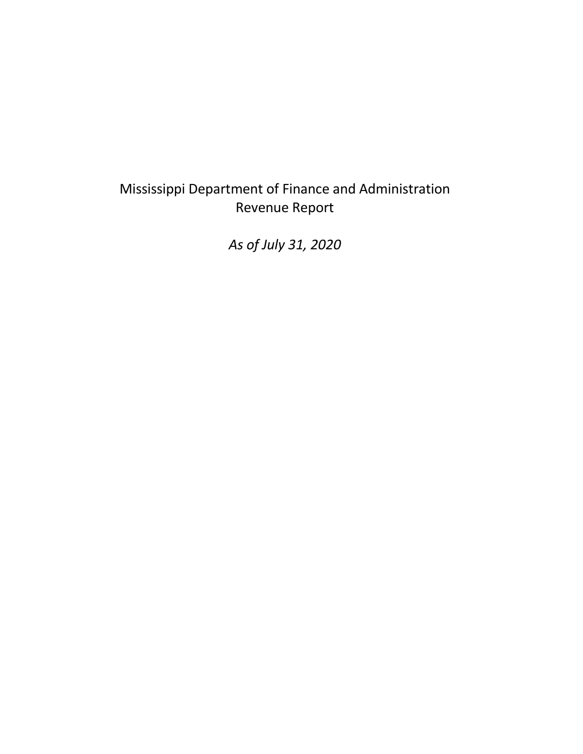# Mississippi Department of Finance and Administration
## Revenue Report

*As of July 31, 2020*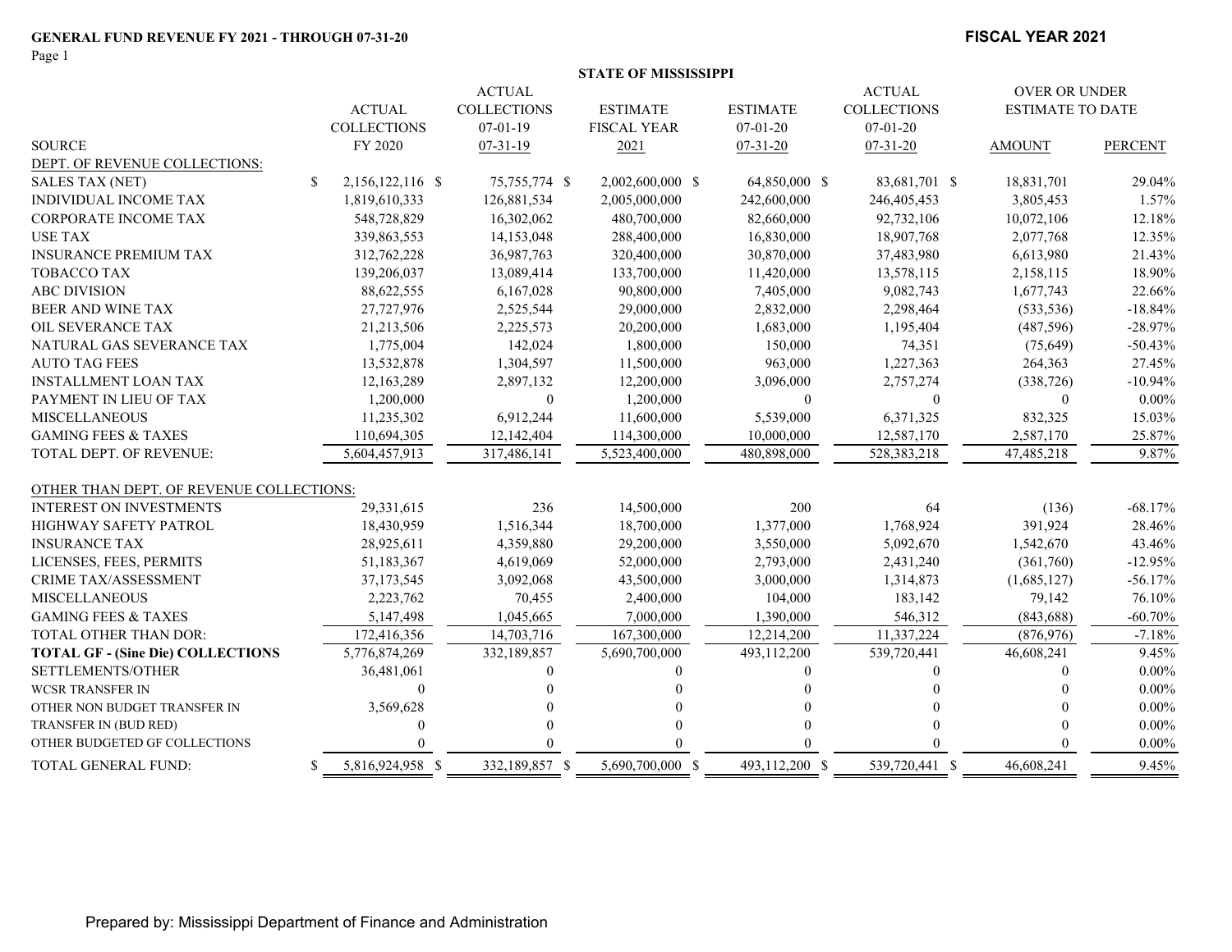**GENERAL FUND REVENUE FY 2021 - THROUGH 07-31-20**

**FISCAL YEAR 2021**

**STATE OF MISSISSIPPI**

| SOURCE | ACTUAL COLLECTIONS FY 2020 | ACTUAL COLLECTIONS 07-01-19 07-31-19 | ESTIMATE FISCAL YEAR 2021 | ESTIMATE 07-01-20 07-31-20 | ACTUAL COLLECTIONS 07-01-20 07-31-20 | OVER OR UNDER ESTIMATE TO DATE AMOUNT | PERCENT |
|---|---|---|---|---|---|---|---|
| DEPT. OF REVENUE COLLECTIONS: | | | | | | | |
| SALES TAX (NET) | $ 2,156,122,116 | $ 75,755,774 | $ 2,002,600,000 | $ 64,850,000 | $ 83,681,701 | $ 18,831,701 | 29.04% |
| INDIVIDUAL INCOME TAX | 1,819,610,333 | 126,881,534 | 2,005,000,000 | 242,600,000 | 246,405,453 | 3,805,453 | 1.57% |
| CORPORATE INCOME TAX | 548,728,829 | 16,302,062 | 480,700,000 | 82,660,000 | 92,732,106 | 10,072,106 | 12.18% |
| USE TAX | 339,863,553 | 14,153,048 | 288,400,000 | 16,830,000 | 18,907,768 | 2,077,768 | 12.35% |
| INSURANCE PREMIUM TAX | 312,762,228 | 36,987,763 | 320,400,000 | 30,870,000 | 37,483,980 | 6,613,980 | 21.43% |
| TOBACCO TAX | 139,206,037 | 13,089,414 | 133,700,000 | 11,420,000 | 13,578,115 | 2,158,115 | 18.90% |
| ABC DIVISION | 88,622,555 | 6,167,028 | 90,800,000 | 7,405,000 | 9,082,743 | 1,677,743 | 22.66% |
| BEER AND WINE TAX | 27,727,976 | 2,525,544 | 29,000,000 | 2,832,000 | 2,298,464 | (533,536) | -18.84% |
| OIL SEVERANCE TAX | 21,213,506 | 2,225,573 | 20,200,000 | 1,683,000 | 1,195,404 | (487,596) | -28.97% |
| NATURAL GAS SEVERANCE TAX | 1,775,004 | 142,024 | 1,800,000 | 150,000 | 74,351 | (75,649) | -50.43% |
| AUTO TAG FEES | 13,532,878 | 1,304,597 | 11,500,000 | 963,000 | 1,227,363 | 264,363 | 27.45% |
| INSTALLMENT LOAN TAX | 12,163,289 | 2,897,132 | 12,200,000 | 3,096,000 | 2,757,274 | (338,726) | -10.94% |
| PAYMENT IN LIEU OF TAX | 1,200,000 | 0 | 1,200,000 | 0 | 0 | 0 | 0.00% |
| MISCELLANEOUS | 11,235,302 | 6,912,244 | 11,600,000 | 5,539,000 | 6,371,325 | 832,325 | 15.03% |
| GAMING FEES & TAXES | 110,694,305 | 12,142,404 | 114,300,000 | 10,000,000 | 12,587,170 | 2,587,170 | 25.87% |
| TOTAL DEPT. OF REVENUE: | 5,604,457,913 | 317,486,141 | 5,523,400,000 | 480,898,000 | 528,383,218 | 47,485,218 | 9.87% |
| OTHER THAN DEPT. OF REVENUE COLLECTIONS: | | | | | | | |
| INTEREST ON INVESTMENTS | 29,331,615 | 236 | 14,500,000 | 200 | 64 | (136) | -68.17% |
| HIGHWAY SAFETY PATROL | 18,430,959 | 1,516,344 | 18,700,000 | 1,377,000 | 1,768,924 | 391,924 | 28.46% |
| INSURANCE TAX | 28,925,611 | 4,359,880 | 29,200,000 | 3,550,000 | 5,092,670 | 1,542,670 | 43.46% |
| LICENSES, FEES, PERMITS | 51,183,367 | 4,619,069 | 52,000,000 | 2,793,000 | 2,431,240 | (361,760) | -12.95% |
| CRIME TAX/ASSESSMENT | 37,173,545 | 3,092,068 | 43,500,000 | 3,000,000 | 1,314,873 | (1,685,127) | -56.17% |
| MISCELLANEOUS | 2,223,762 | 70,455 | 2,400,000 | 104,000 | 183,142 | 79,142 | 76.10% |
| GAMING FEES & TAXES | 5,147,498 | 1,045,665 | 7,000,000 | 1,390,000 | 546,312 | (843,688) | -60.70% |
| TOTAL OTHER THAN DOR: | 172,416,356 | 14,703,716 | 167,300,000 | 12,214,200 | 11,337,224 | (876,976) | -7.18% |
| **TOTAL GF - (Sine Die) COLLECTIONS** | 5,776,874,269 | 332,189,857 | 5,690,700,000 | 493,112,200 | 539,720,441 | 46,608,241 | 9.45% |
| SETTLEMENTS/OTHER | 36,481,061 | 0 | 0 | 0 | 0 | 0 | 0.00% |
| WCSR TRANSFER IN | 0 | 0 | 0 | 0 | 0 | 0 | 0.00% |
| OTHER NON BUDGET TRANSFER IN | 3,569,628 | 0 | 0 | 0 | 0 | 0 | 0.00% |
| TRANSFER IN (BUD RED) | 0 | 0 | 0 | 0 | 0 | 0 | 0.00% |
| OTHER BUDGETED GF COLLECTIONS | 0 | 0 | 0 | 0 | 0 | 0 | 0.00% |
| TOTAL GENERAL FUND: | $ 5,816,924,958 | $ 332,189,857 | $ 5,690,700,000 | $ 493,112,200 | $ 539,720,441 | $ 46,608,241 | 9.45% |

Prepared by: Mississippi Department of Finance and Administration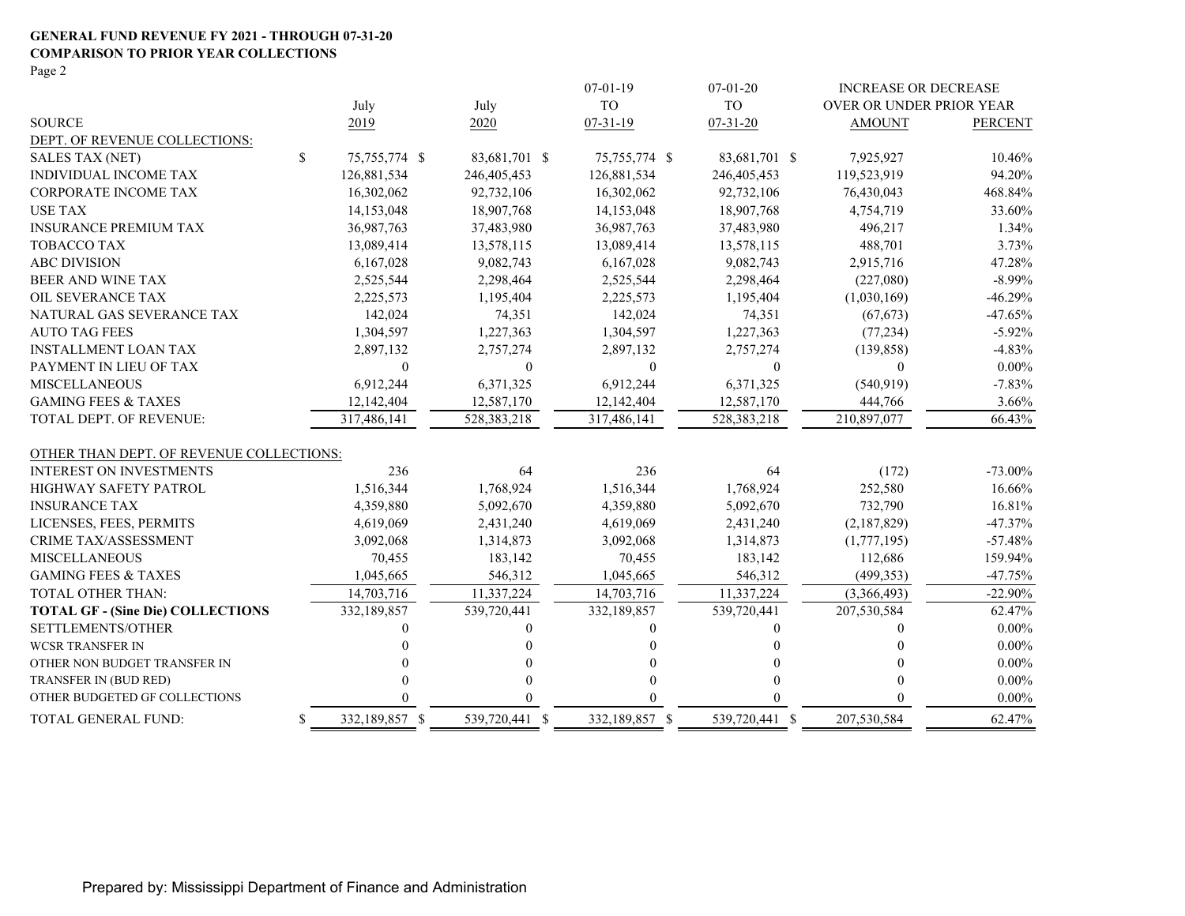**GENERAL FUND REVENUE FY 2021 - THROUGH 07-31-20**
**COMPARISON TO PRIOR YEAR COLLECTIONS**
Page 2

| SOURCE | July 2019 | July 2020 | 07-01-19 TO 07-31-19 | 07-01-20 TO 07-31-20 | INCREASE OR DECREASE OVER OR UNDER PRIOR YEAR AMOUNT | PERCENT |
|---|---|---|---|---|---|---|
| DEPT. OF REVENUE COLLECTIONS: | | | | | | |
| SALES TAX (NET) | $ 75,755,774 | $ 83,681,701 | $ 75,755,774 | $ 83,681,701 | $ 7,925,927 | 10.46% |
| INDIVIDUAL INCOME TAX | 126,881,534 | 246,405,453 | 126,881,534 | 246,405,453 | 119,523,919 | 94.20% |
| CORPORATE INCOME TAX | 16,302,062 | 92,732,106 | 16,302,062 | 92,732,106 | 76,430,043 | 468.84% |
| USE TAX | 14,153,048 | 18,907,768 | 14,153,048 | 18,907,768 | 4,754,719 | 33.60% |
| INSURANCE PREMIUM TAX | 36,987,763 | 37,483,980 | 36,987,763 | 37,483,980 | 496,217 | 1.34% |
| TOBACCO TAX | 13,089,414 | 13,578,115 | 13,089,414 | 13,578,115 | 488,701 | 3.73% |
| ABC DIVISION | 6,167,028 | 9,082,743 | 6,167,028 | 9,082,743 | 2,915,716 | 47.28% |
| BEER AND WINE TAX | 2,525,544 | 2,298,464 | 2,525,544 | 2,298,464 | (227,080) | -8.99% |
| OIL SEVERANCE TAX | 2,225,573 | 1,195,404 | 2,225,573 | 1,195,404 | (1,030,169) | -46.29% |
| NATURAL GAS SEVERANCE TAX | 142,024 | 74,351 | 142,024 | 74,351 | (67,673) | -47.65% |
| AUTO TAG FEES | 1,304,597 | 1,227,363 | 1,304,597 | 1,227,363 | (77,234) | -5.92% |
| INSTALLMENT LOAN TAX | 2,897,132 | 2,757,274 | 2,897,132 | 2,757,274 | (139,858) | -4.83% |
| PAYMENT IN LIEU OF TAX | 0 | 0 | 0 | 0 | 0 | 0.00% |
| MISCELLANEOUS | 6,912,244 | 6,371,325 | 6,912,244 | 6,371,325 | (540,919) | -7.83% |
| GAMING FEES & TAXES | 12,142,404 | 12,587,170 | 12,142,404 | 12,587,170 | 444,766 | 3.66% |
| TOTAL DEPT. OF REVENUE: | 317,486,141 | 528,383,218 | 317,486,141 | 528,383,218 | 210,897,077 | 66.43% |
| OTHER THAN DEPT. OF REVENUE COLLECTIONS: | | | | | | |
| INTEREST ON INVESTMENTS | 236 | 64 | 236 | 64 | (172) | -73.00% |
| HIGHWAY SAFETY PATROL | 1,516,344 | 1,768,924 | 1,516,344 | 1,768,924 | 252,580 | 16.66% |
| INSURANCE TAX | 4,359,880 | 5,092,670 | 4,359,880 | 5,092,670 | 732,790 | 16.81% |
| LICENSES, FEES, PERMITS | 4,619,069 | 2,431,240 | 4,619,069 | 2,431,240 | (2,187,829) | -47.37% |
| CRIME TAX/ASSESSMENT | 3,092,068 | 1,314,873 | 3,092,068 | 1,314,873 | (1,777,195) | -57.48% |
| MISCELLANEOUS | 70,455 | 183,142 | 70,455 | 183,142 | 112,686 | 159.94% |
| GAMING FEES & TAXES | 1,045,665 | 546,312 | 1,045,665 | 546,312 | (499,353) | -47.75% |
| TOTAL OTHER THAN: | 14,703,716 | 11,337,224 | 14,703,716 | 11,337,224 | (3,366,493) | -22.90% |
| **TOTAL GF - (Sine Die) COLLECTIONS** | 332,189,857 | 539,720,441 | 332,189,857 | 539,720,441 | 207,530,584 | 62.47% |
| SETTLEMENTS/OTHER | 0 | 0 | 0 | 0 | 0 | 0.00% |
| WCSR TRANSFER IN | 0 | 0 | 0 | 0 | 0 | 0.00% |
| OTHER NON BUDGET TRANSFER IN | 0 | 0 | 0 | 0 | 0 | 0.00% |
| TRANSFER IN (BUD RED) | 0 | 0 | 0 | 0 | 0 | 0.00% |
| OTHER BUDGETED GF COLLECTIONS | 0 | 0 | 0 | 0 | 0 | 0.00% |
| TOTAL GENERAL FUND: | $ 332,189,857 | $ 539,720,441 | $ 332,189,857 | $ 539,720,441 | $ 207,530,584 | 62.47% |

Prepared by: Mississippi Department of Finance and Administration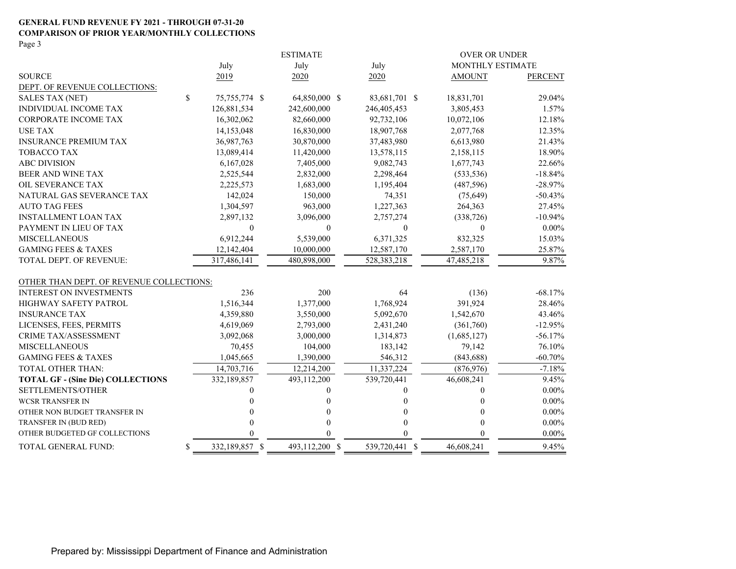**GENERAL FUND REVENUE FY 2021 - THROUGH 07-31-20**
**COMPARISON OF PRIOR YEAR/MONTHLY COLLECTIONS**
Page 3

| SOURCE | July 2019 | ESTIMATE July 2020 | July 2020 | OVER OR UNDER MONTHLY ESTIMATE AMOUNT | PERCENT |
|---|---|---|---|---|---|
| DEPT. OF REVENUE COLLECTIONS: | | | | | |
| SALES TAX (NET) | $ 75,755,774 | $ 64,850,000 | $ 83,681,701 | $ 18,831,701 | 29.04% |
| INDIVIDUAL INCOME TAX | 126,881,534 | 242,600,000 | 246,405,453 | 3,805,453 | 1.57% |
| CORPORATE INCOME TAX | 16,302,062 | 82,660,000 | 92,732,106 | 10,072,106 | 12.18% |
| USE TAX | 14,153,048 | 16,830,000 | 18,907,768 | 2,077,768 | 12.35% |
| INSURANCE PREMIUM TAX | 36,987,763 | 30,870,000 | 37,483,980 | 6,613,980 | 21.43% |
| TOBACCO TAX | 13,089,414 | 11,420,000 | 13,578,115 | 2,158,115 | 18.90% |
| ABC DIVISION | 6,167,028 | 7,405,000 | 9,082,743 | 1,677,743 | 22.66% |
| BEER AND WINE TAX | 2,525,544 | 2,832,000 | 2,298,464 | (533,536) | -18.84% |
| OIL SEVERANCE TAX | 2,225,573 | 1,683,000 | 1,195,404 | (487,596) | -28.97% |
| NATURAL GAS SEVERANCE TAX | 142,024 | 150,000 | 74,351 | (75,649) | -50.43% |
| AUTO TAG FEES | 1,304,597 | 963,000 | 1,227,363 | 264,363 | 27.45% |
| INSTALLMENT LOAN TAX | 2,897,132 | 3,096,000 | 2,757,274 | (338,726) | -10.94% |
| PAYMENT IN LIEU OF TAX | 0 | 0 | 0 | 0 | 0.00% |
| MISCELLANEOUS | 6,912,244 | 5,539,000 | 6,371,325 | 832,325 | 15.03% |
| GAMING FEES & TAXES | 12,142,404 | 10,000,000 | 12,587,170 | 2,587,170 | 25.87% |
| TOTAL DEPT. OF REVENUE: | 317,486,141 | 480,898,000 | 528,383,218 | 47,485,218 | 9.87% |
| OTHER THAN DEPT. OF REVENUE COLLECTIONS: | | | | | |
| INTEREST ON INVESTMENTS | 236 | 200 | 64 | (136) | -68.17% |
| HIGHWAY SAFETY PATROL | 1,516,344 | 1,377,000 | 1,768,924 | 391,924 | 28.46% |
| INSURANCE TAX | 4,359,880 | 3,550,000 | 5,092,670 | 1,542,670 | 43.46% |
| LICENSES, FEES, PERMITS | 4,619,069 | 2,793,000 | 2,431,240 | (361,760) | -12.95% |
| CRIME TAX/ASSESSMENT | 3,092,068 | 3,000,000 | 1,314,873 | (1,685,127) | -56.17% |
| MISCELLANEOUS | 70,455 | 104,000 | 183,142 | 79,142 | 76.10% |
| GAMING FEES & TAXES | 1,045,665 | 1,390,000 | 546,312 | (843,688) | -60.70% |
| TOTAL OTHER THAN: | 14,703,716 | 12,214,200 | 11,337,224 | (876,976) | -7.18% |
| **TOTAL GF - (Sine Die) COLLECTIONS** | 332,189,857 | 493,112,200 | 539,720,441 | 46,608,241 | 9.45% |
| SETTLEMENTS/OTHER | 0 | 0 | 0 | 0 | 0.00% |
| WCSR TRANSFER IN | 0 | 0 | 0 | 0 | 0.00% |
| OTHER NON BUDGET TRANSFER IN | 0 | 0 | 0 | 0 | 0.00% |
| TRANSFER IN (BUD RED) | 0 | 0 | 0 | 0 | 0.00% |
| OTHER BUDGETED GF COLLECTIONS | 0 | 0 | 0 | 0 | 0.00% |
| TOTAL GENERAL FUND: | $ 332,189,857 | $ 493,112,200 | $ 539,720,441 | $ 46,608,241 | 9.45% |

Prepared by: Mississippi Department of Finance and Administration